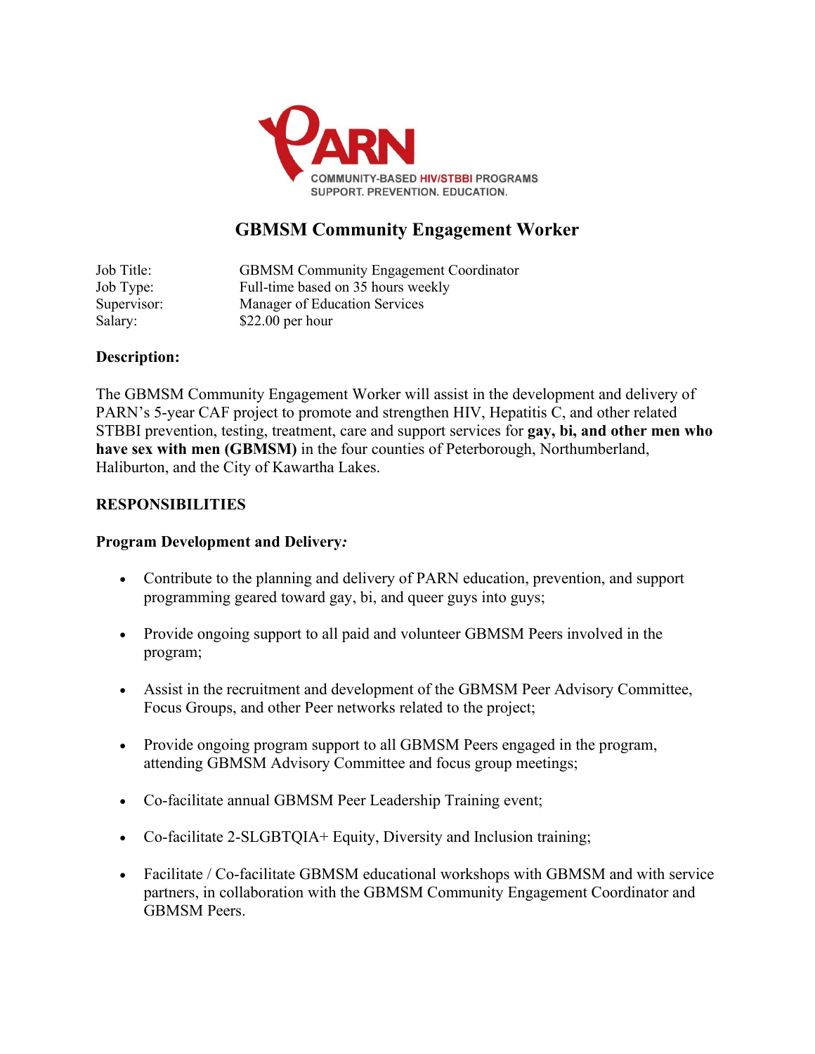PARN

COMMUNITY-BASED HIV/STBBI PROGRAMS
SUPPORT. PREVENTION. EDUCATION.

# GBMSM Community Engagement Worker

| | |
|---|---|
| Job Title: | GBMSM Community Engagement Coordinator |
| Job Type: | Full-time based on 35 hours weekly |
| Supervisor: | Manager of Education Services |
| Salary: | $22.00 per hour |

**Description:**

The GBMSM Community Engagement Worker will assist in the development and delivery of PARN's 5-year CAF project to promote and strengthen HIV, Hepatitis C, and other related STBBI prevention, testing, treatment, care and support services for **gay, bi, and other men who have sex with men (GBMSM)** in the four counties of Peterborough, Northumberland, Haliburton, and the City of Kawartha Lakes.

**RESPONSIBILITIES**

**Program Development and Delivery*:***

- Contribute to the planning and delivery of PARN education, prevention, and support programming geared toward gay, bi, and queer guys into guys;
- Provide ongoing support to all paid and volunteer GBMSM Peers involved in the program;
- Assist in the recruitment and development of the GBMSM Peer Advisory Committee, Focus Groups, and other Peer networks related to the project;
- Provide ongoing program support to all GBMSM Peers engaged in the program, attending GBMSM Advisory Committee and focus group meetings;
- Co-facilitate annual GBMSM Peer Leadership Training event;
- Co-facilitate 2-SLGBTQIA+ Equity, Diversity and Inclusion training;
- Facilitate / Co-facilitate GBMSM educational workshops with GBMSM and with service partners, in collaboration with the GBMSM Community Engagement Coordinator and GBMSM Peers.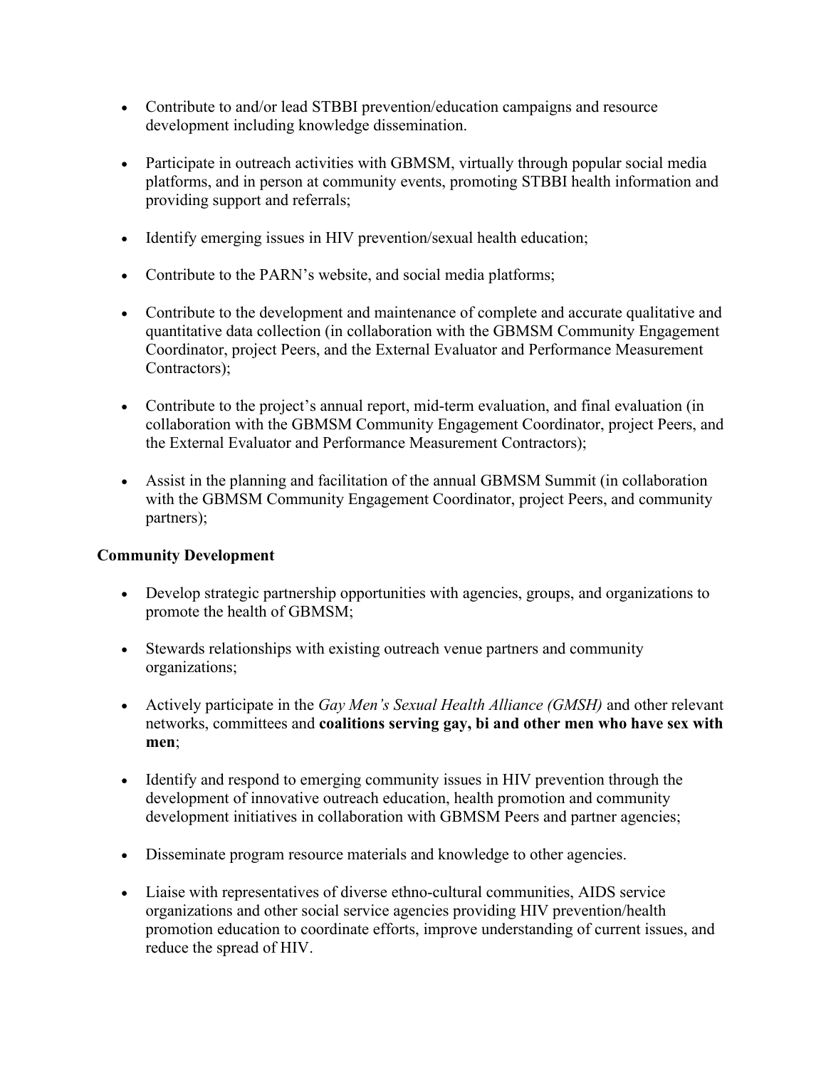- Contribute to and/or lead STBBI prevention/education campaigns and resource development including knowledge dissemination.

- Participate in outreach activities with GBMSM, virtually through popular social media platforms, and in person at community events, promoting STBBI health information and providing support and referrals;

- Identify emerging issues in HIV prevention/sexual health education;

- Contribute to the PARN's website, and social media platforms;

- Contribute to the development and maintenance of complete and accurate qualitative and quantitative data collection (in collaboration with the GBMSM Community Engagement Coordinator, project Peers, and the External Evaluator and Performance Measurement Contractors);

- Contribute to the project's annual report, mid-term evaluation, and final evaluation (in collaboration with the GBMSM Community Engagement Coordinator, project Peers, and the External Evaluator and Performance Measurement Contractors);

- Assist in the planning and facilitation of the annual GBMSM Summit (in collaboration with the GBMSM Community Engagement Coordinator, project Peers, and community partners);

**Community Development**

- Develop strategic partnership opportunities with agencies, groups, and organizations to promote the health of GBMSM;

- Stewards relationships with existing outreach venue partners and community organizations;

- Actively participate in the *Gay Men's Sexual Health Alliance (GMSH)* and other relevant networks, committees and **coalitions serving gay, bi and other men who have sex with men**;

- Identify and respond to emerging community issues in HIV prevention through the development of innovative outreach education, health promotion and community development initiatives in collaboration with GBMSM Peers and partner agencies;

- Disseminate program resource materials and knowledge to other agencies.

- Liaise with representatives of diverse ethno-cultural communities, AIDS service organizations and other social service agencies providing HIV prevention/health promotion education to coordinate efforts, improve understanding of current issues, and reduce the spread of HIV.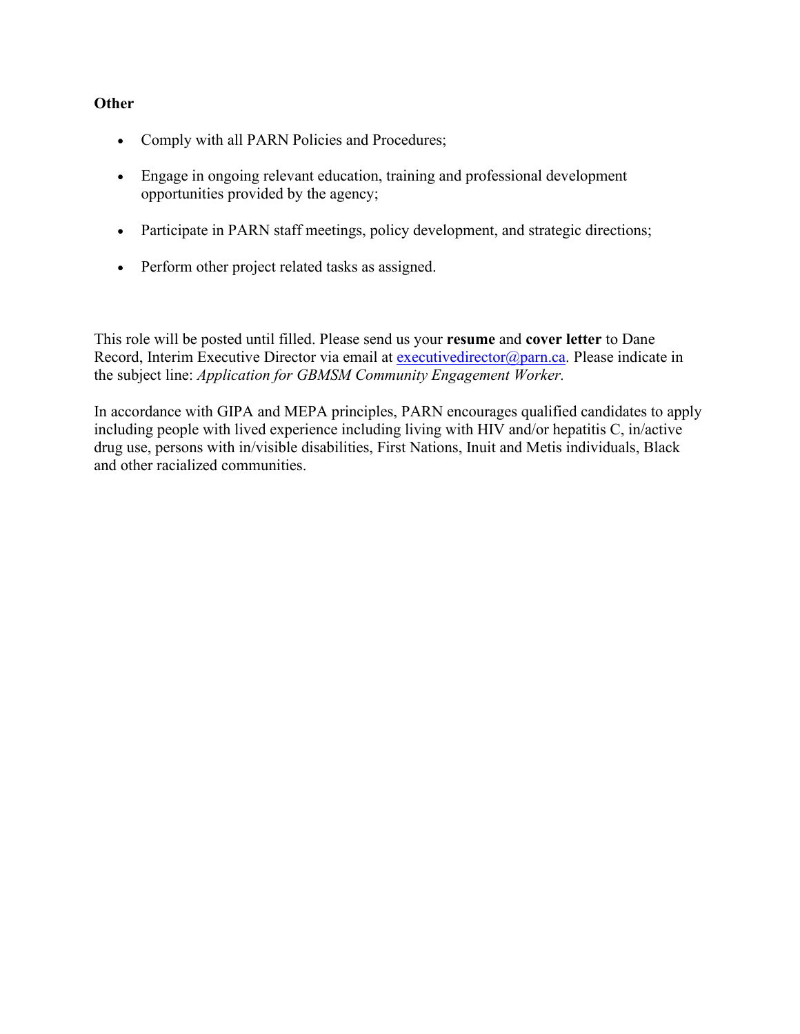**Other**

- Comply with all PARN Policies and Procedures;
- Engage in ongoing relevant education, training and professional development opportunities provided by the agency;
- Participate in PARN staff meetings, policy development, and strategic directions;
- Perform other project related tasks as assigned.

This role will be posted until filled. Please send us your **resume** and **cover letter** to Dane Record, Interim Executive Director via email at executivedirector@parn.ca. Please indicate in the subject line: *Application for GBMSM Community Engagement Worker.*

In accordance with GIPA and MEPA principles, PARN encourages qualified candidates to apply including people with lived experience including living with HIV and/or hepatitis C, in/active drug use, persons with in/visible disabilities, First Nations, Inuit and Metis individuals, Black and other racialized communities.